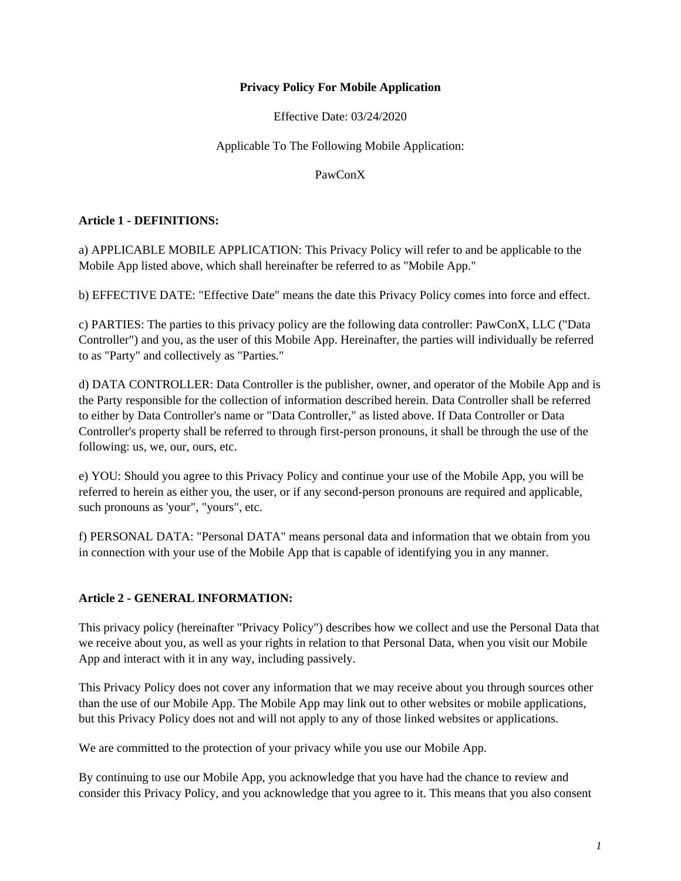**Privacy Policy For Mobile Application**

Effective Date: 03/24/2020

Applicable To The Following Mobile Application:

PawConX

**Article 1 - DEFINITIONS:**

a) APPLICABLE MOBILE APPLICATION: This Privacy Policy will refer to and be applicable to the Mobile App listed above, which shall hereinafter be referred to as "Mobile App."

b) EFFECTIVE DATE: "Effective Date" means the date this Privacy Policy comes into force and effect.

c) PARTIES: The parties to this privacy policy are the following data controller: PawConX, LLC ("Data Controller") and you, as the user of this Mobile App. Hereinafter, the parties will individually be referred to as "Party" and collectively as "Parties."

d) DATA CONTROLLER: Data Controller is the publisher, owner, and operator of the Mobile App and is the Party responsible for the collection of information described herein. Data Controller shall be referred to either by Data Controller's name or "Data Controller," as listed above. If Data Controller or Data Controller's property shall be referred to through first-person pronouns, it shall be through the use of the following: us, we, our, ours, etc.

e) YOU: Should you agree to this Privacy Policy and continue your use of the Mobile App, you will be referred to herein as either you, the user, or if any second-person pronouns are required and applicable, such pronouns as 'your", "yours", etc.

f) PERSONAL DATA: "Personal DATA" means personal data and information that we obtain from you in connection with your use of the Mobile App that is capable of identifying you in any manner.

**Article 2 - GENERAL INFORMATION:**

This privacy policy (hereinafter "Privacy Policy") describes how we collect and use the Personal Data that we receive about you, as well as your rights in relation to that Personal Data, when you visit our Mobile App and interact with it in any way, including passively.

This Privacy Policy does not cover any information that we may receive about you through sources other than the use of our Mobile App. The Mobile App may link out to other websites or mobile applications, but this Privacy Policy does not and will not apply to any of those linked websites or applications.

We are committed to the protection of your privacy while you use our Mobile App.

By continuing to use our Mobile App, you acknowledge that you have had the chance to review and consider this Privacy Policy, and you acknowledge that you agree to it. This means that you also consent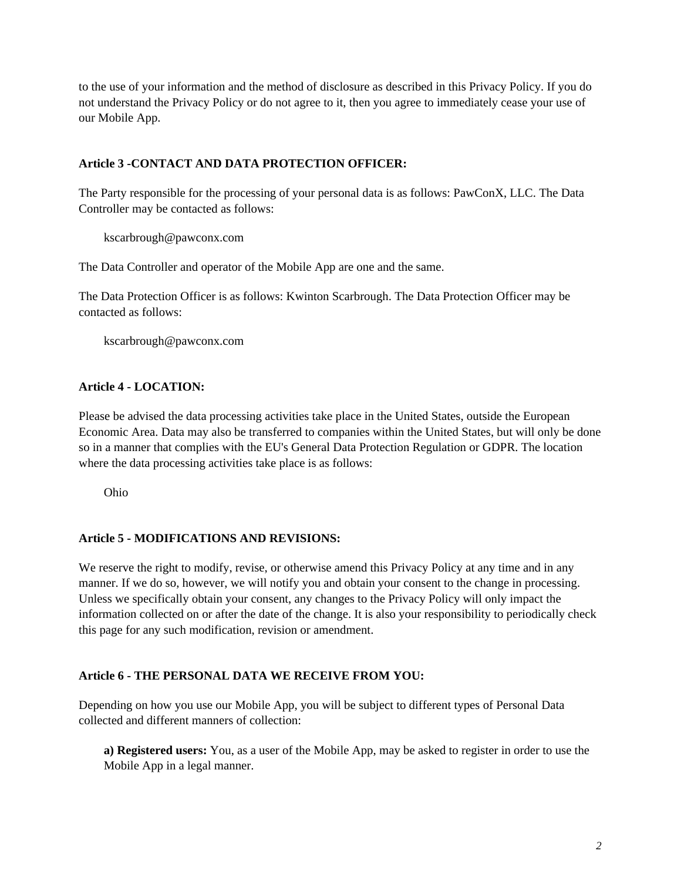to the use of your information and the method of disclosure as described in this Privacy Policy. If you do not understand the Privacy Policy or do not agree to it, then you agree to immediately cease your use of our Mobile App.

**Article 3 -CONTACT AND DATA PROTECTION OFFICER:**

The Party responsible for the processing of your personal data is as follows: PawConX, LLC. The Data Controller may be contacted as follows:

kscarbrough@pawconx.com

The Data Controller and operator of the Mobile App are one and the same.

The Data Protection Officer is as follows: Kwinton Scarbrough. The Data Protection Officer may be contacted as follows:

kscarbrough@pawconx.com

**Article 4 - LOCATION:**

Please be advised the data processing activities take place in the United States, outside the European Economic Area. Data may also be transferred to companies within the United States, but will only be done so in a manner that complies with the EU's General Data Protection Regulation or GDPR. The location where the data processing activities take place is as follows:

Ohio

**Article 5 - MODIFICATIONS AND REVISIONS:**

We reserve the right to modify, revise, or otherwise amend this Privacy Policy at any time and in any manner. If we do so, however, we will notify you and obtain your consent to the change in processing. Unless we specifically obtain your consent, any changes to the Privacy Policy will only impact the information collected on or after the date of the change. It is also your responsibility to periodically check this page for any such modification, revision or amendment.

**Article 6 - THE PERSONAL DATA WE RECEIVE FROM YOU:**

Depending on how you use our Mobile App, you will be subject to different types of Personal Data collected and different manners of collection:

**a) Registered users:** You, as a user of the Mobile App, may be asked to register in order to use the Mobile App in a legal manner.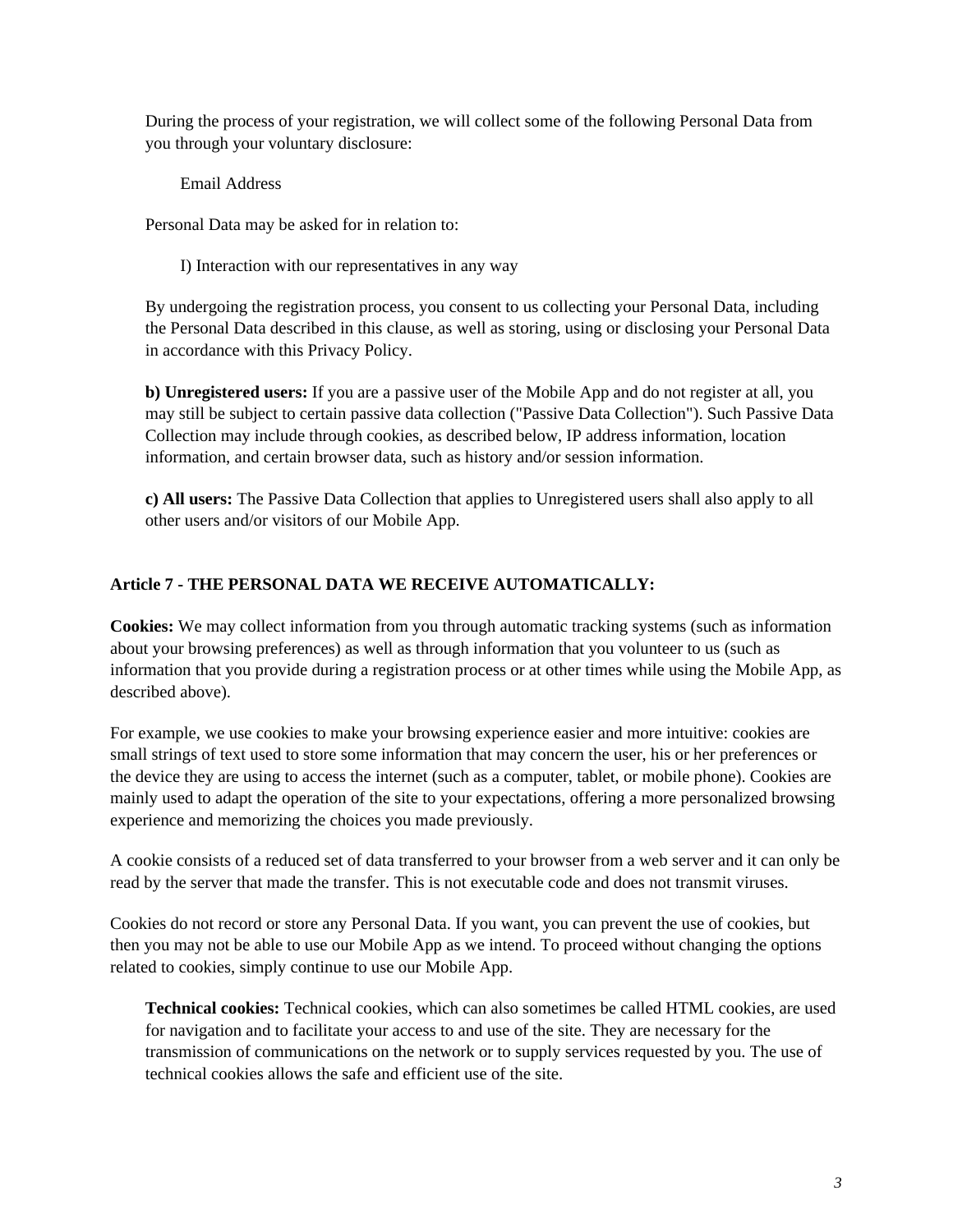During the process of your registration, we will collect some of the following Personal Data from you through your voluntary disclosure:

Email Address

Personal Data may be asked for in relation to:

I) Interaction with our representatives in any way

By undergoing the registration process, you consent to us collecting your Personal Data, including the Personal Data described in this clause, as well as storing, using or disclosing your Personal Data in accordance with this Privacy Policy.

**b) Unregistered users:** If you are a passive user of the Mobile App and do not register at all, you may still be subject to certain passive data collection ("Passive Data Collection"). Such Passive Data Collection may include through cookies, as described below, IP address information, location information, and certain browser data, such as history and/or session information.

**c) All users:** The Passive Data Collection that applies to Unregistered users shall also apply to all other users and/or visitors of our Mobile App.

**Article 7 - THE PERSONAL DATA WE RECEIVE AUTOMATICALLY:**

**Cookies:** We may collect information from you through automatic tracking systems (such as information about your browsing preferences) as well as through information that you volunteer to us (such as information that you provide during a registration process or at other times while using the Mobile App, as described above).

For example, we use cookies to make your browsing experience easier and more intuitive: cookies are small strings of text used to store some information that may concern the user, his or her preferences or the device they are using to access the internet (such as a computer, tablet, or mobile phone). Cookies are mainly used to adapt the operation of the site to your expectations, offering a more personalized browsing experience and memorizing the choices you made previously.

A cookie consists of a reduced set of data transferred to your browser from a web server and it can only be read by the server that made the transfer. This is not executable code and does not transmit viruses.

Cookies do not record or store any Personal Data. If you want, you can prevent the use of cookies, but then you may not be able to use our Mobile App as we intend. To proceed without changing the options related to cookies, simply continue to use our Mobile App.

**Technical cookies:** Technical cookies, which can also sometimes be called HTML cookies, are used for navigation and to facilitate your access to and use of the site. They are necessary for the transmission of communications on the network or to supply services requested by you. The use of technical cookies allows the safe and efficient use of the site.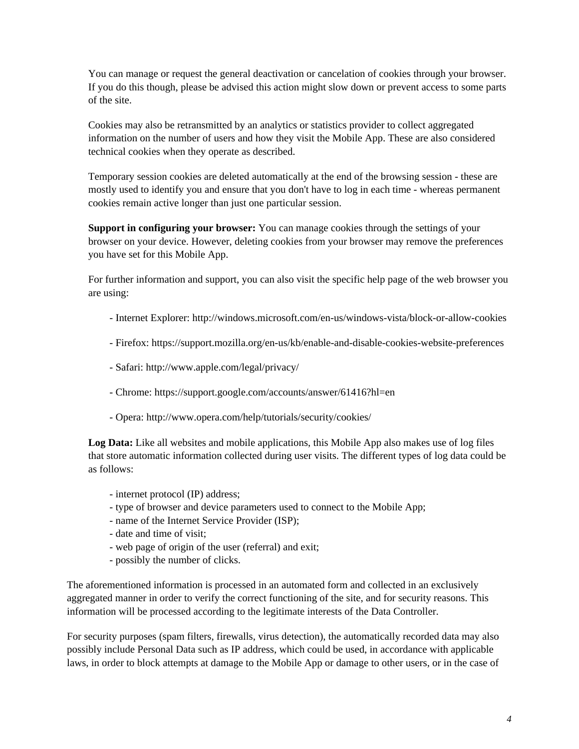You can manage or request the general deactivation or cancelation of cookies through your browser. If you do this though, please be advised this action might slow down or prevent access to some parts of the site.

Cookies may also be retransmitted by an analytics or statistics provider to collect aggregated information on the number of users and how they visit the Mobile App. These are also considered technical cookies when they operate as described.

Temporary session cookies are deleted automatically at the end of the browsing session - these are mostly used to identify you and ensure that you don't have to log in each time - whereas permanent cookies remain active longer than just one particular session.

**Support in configuring your browser:** You can manage cookies through the settings of your browser on your device. However, deleting cookies from your browser may remove the preferences you have set for this Mobile App.

For further information and support, you can also visit the specific help page of the web browser you are using:

- Internet Explorer: http://windows.microsoft.com/en-us/windows-vista/block-or-allow-cookies

- Firefox: https://support.mozilla.org/en-us/kb/enable-and-disable-cookies-website-preferences

- Safari: http://www.apple.com/legal/privacy/

- Chrome: https://support.google.com/accounts/answer/61416?hl=en

- Opera: http://www.opera.com/help/tutorials/security/cookies/

**Log Data:** Like all websites and mobile applications, this Mobile App also makes use of log files that store automatic information collected during user visits. The different types of log data could be as follows:

- internet protocol (IP) address;
- type of browser and device parameters used to connect to the Mobile App;
- name of the Internet Service Provider (ISP);
- date and time of visit;
- web page of origin of the user (referral) and exit;
- possibly the number of clicks.

The aforementioned information is processed in an automated form and collected in an exclusively aggregated manner in order to verify the correct functioning of the site, and for security reasons. This information will be processed according to the legitimate interests of the Data Controller.

For security purposes (spam filters, firewalls, virus detection), the automatically recorded data may also possibly include Personal Data such as IP address, which could be used, in accordance with applicable laws, in order to block attempts at damage to the Mobile App or damage to other users, or in the case of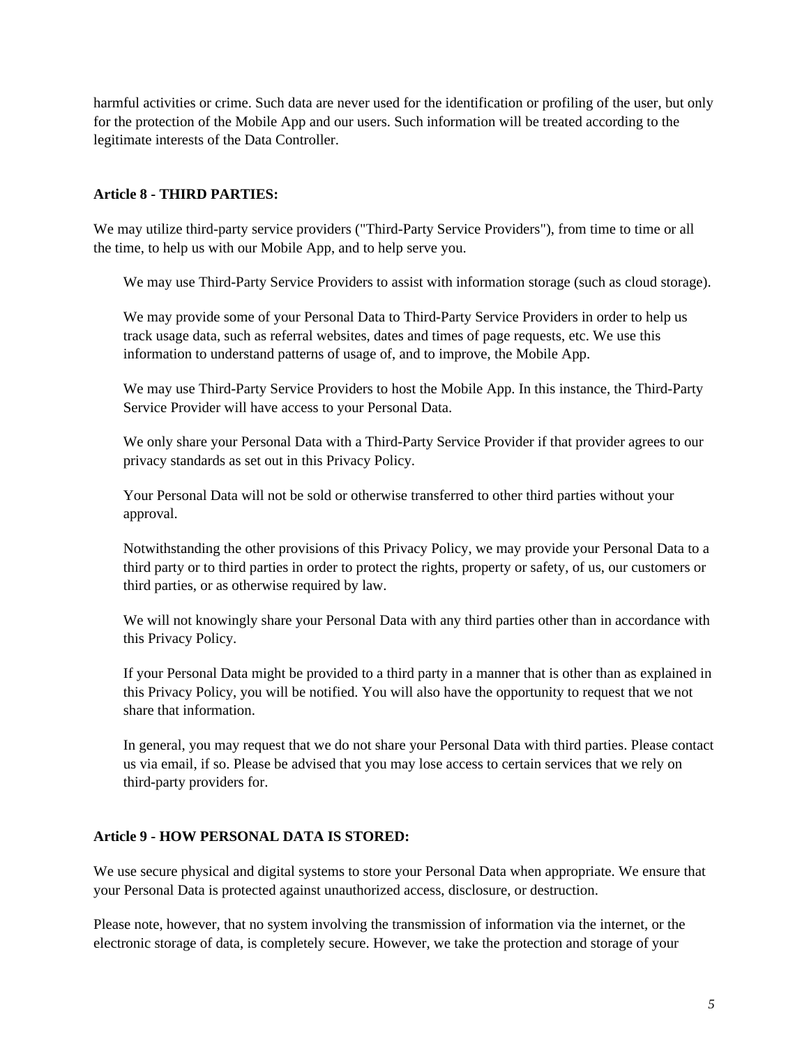harmful activities or crime. Such data are never used for the identification or profiling of the user, but only for the protection of the Mobile App and our users. Such information will be treated according to the legitimate interests of the Data Controller.

**Article 8 - THIRD PARTIES:**

We may utilize third-party service providers ("Third-Party Service Providers"), from time to time or all the time, to help us with our Mobile App, and to help serve you.

We may use Third-Party Service Providers to assist with information storage (such as cloud storage).

We may provide some of your Personal Data to Third-Party Service Providers in order to help us track usage data, such as referral websites, dates and times of page requests, etc. We use this information to understand patterns of usage of, and to improve, the Mobile App.

We may use Third-Party Service Providers to host the Mobile App. In this instance, the Third-Party Service Provider will have access to your Personal Data.

We only share your Personal Data with a Third-Party Service Provider if that provider agrees to our privacy standards as set out in this Privacy Policy.

Your Personal Data will not be sold or otherwise transferred to other third parties without your approval.

Notwithstanding the other provisions of this Privacy Policy, we may provide your Personal Data to a third party or to third parties in order to protect the rights, property or safety, of us, our customers or third parties, or as otherwise required by law.

We will not knowingly share your Personal Data with any third parties other than in accordance with this Privacy Policy.

If your Personal Data might be provided to a third party in a manner that is other than as explained in this Privacy Policy, you will be notified. You will also have the opportunity to request that we not share that information.

In general, you may request that we do not share your Personal Data with third parties. Please contact us via email, if so. Please be advised that you may lose access to certain services that we rely on third-party providers for.

**Article 9 - HOW PERSONAL DATA IS STORED:**

We use secure physical and digital systems to store your Personal Data when appropriate. We ensure that your Personal Data is protected against unauthorized access, disclosure, or destruction.

Please note, however, that no system involving the transmission of information via the internet, or the electronic storage of data, is completely secure. However, we take the protection and storage of your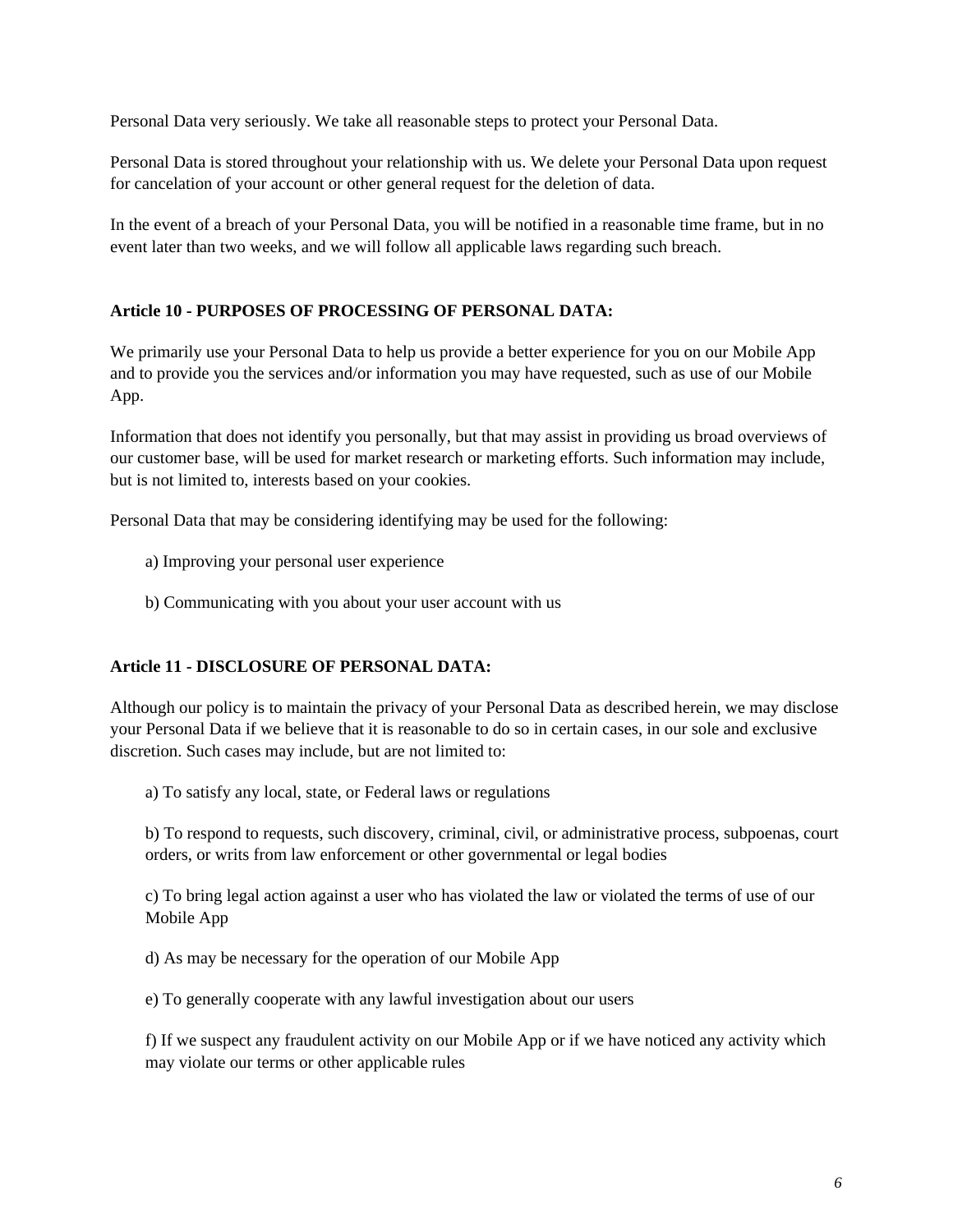Personal Data very seriously. We take all reasonable steps to protect your Personal Data.

Personal Data is stored throughout your relationship with us. We delete your Personal Data upon request for cancelation of your account or other general request for the deletion of data.

In the event of a breach of your Personal Data, you will be notified in a reasonable time frame, but in no event later than two weeks, and we will follow all applicable laws regarding such breach.

**Article 10 - PURPOSES OF PROCESSING OF PERSONAL DATA:**

We primarily use your Personal Data to help us provide a better experience for you on our Mobile App and to provide you the services and/or information you may have requested, such as use of our Mobile App.

Information that does not identify you personally, but that may assist in providing us broad overviews of our customer base, will be used for market research or marketing efforts. Such information may include, but is not limited to, interests based on your cookies.

Personal Data that may be considering identifying may be used for the following:

a) Improving your personal user experience

b) Communicating with you about your user account with us

**Article 11 - DISCLOSURE OF PERSONAL DATA:**

Although our policy is to maintain the privacy of your Personal Data as described herein, we may disclose your Personal Data if we believe that it is reasonable to do so in certain cases, in our sole and exclusive discretion. Such cases may include, but are not limited to:

a) To satisfy any local, state, or Federal laws or regulations

b) To respond to requests, such discovery, criminal, civil, or administrative process, subpoenas, court orders, or writs from law enforcement or other governmental or legal bodies

c) To bring legal action against a user who has violated the law or violated the terms of use of our Mobile App

d) As may be necessary for the operation of our Mobile App

e) To generally cooperate with any lawful investigation about our users

f) If we suspect any fraudulent activity on our Mobile App or if we have noticed any activity which may violate our terms or other applicable rules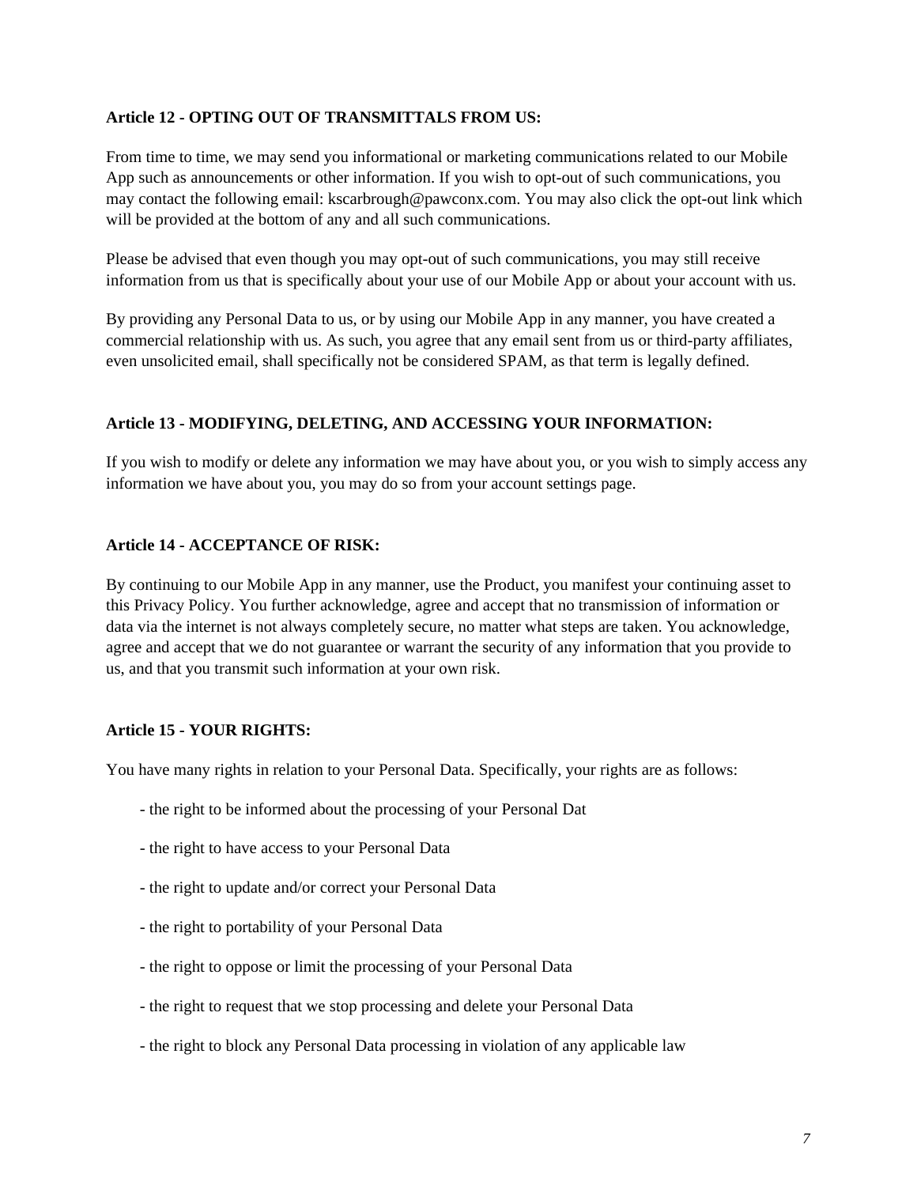**Article 12 - OPTING OUT OF TRANSMITTALS FROM US:**

From time to time, we may send you informational or marketing communications related to our Mobile App such as announcements or other information. If you wish to opt-out of such communications, you may contact the following email: kscarbrough@pawconx.com. You may also click the opt-out link which will be provided at the bottom of any and all such communications.

Please be advised that even though you may opt-out of such communications, you may still receive information from us that is specifically about your use of our Mobile App or about your account with us.

By providing any Personal Data to us, or by using our Mobile App in any manner, you have created a commercial relationship with us. As such, you agree that any email sent from us or third-party affiliates, even unsolicited email, shall specifically not be considered SPAM, as that term is legally defined.

**Article 13 - MODIFYING, DELETING, AND ACCESSING YOUR INFORMATION:**

If you wish to modify or delete any information we may have about you, or you wish to simply access any information we have about you, you may do so from your account settings page.

**Article 14 - ACCEPTANCE OF RISK:**

By continuing to our Mobile App in any manner, use the Product, you manifest your continuing asset to this Privacy Policy. You further acknowledge, agree and accept that no transmission of information or data via the internet is not always completely secure, no matter what steps are taken. You acknowledge, agree and accept that we do not guarantee or warrant the security of any information that you provide to us, and that you transmit such information at your own risk.

**Article 15 - YOUR RIGHTS:**

You have many rights in relation to your Personal Data. Specifically, your rights are as follows:

- the right to be informed about the processing of your Personal Dat
- the right to have access to your Personal Data
- the right to update and/or correct your Personal Data
- the right to portability of your Personal Data
- the right to oppose or limit the processing of your Personal Data
- the right to request that we stop processing and delete your Personal Data
- the right to block any Personal Data processing in violation of any applicable law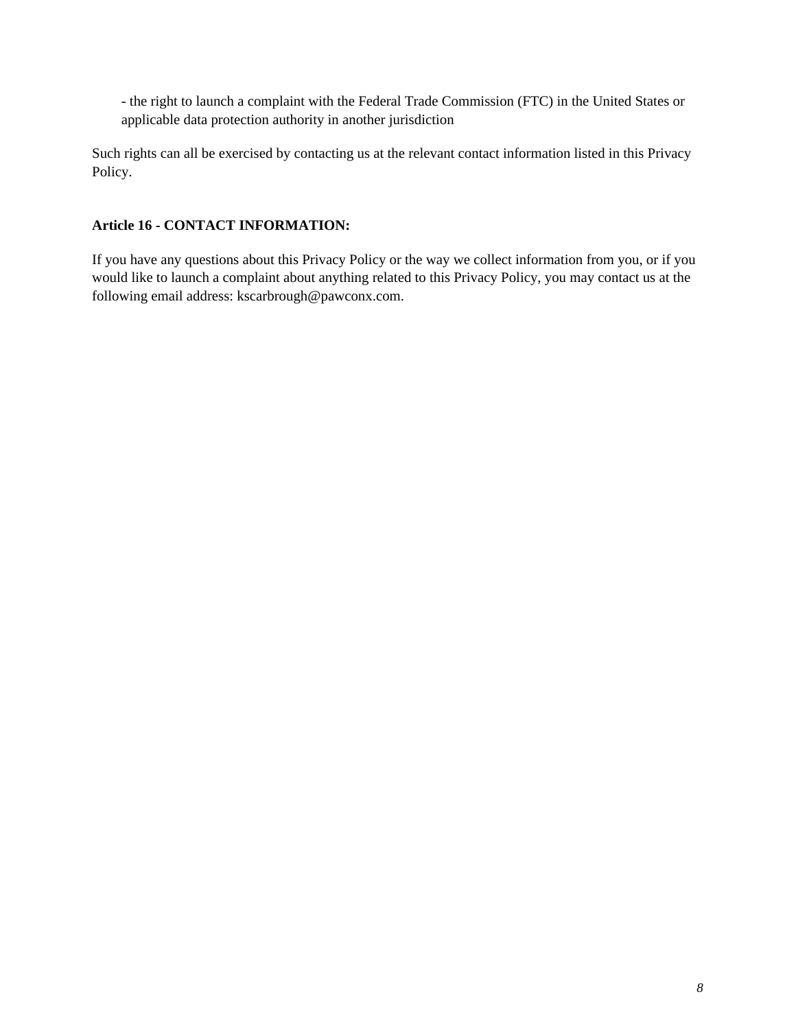- the right to launch a complaint with the Federal Trade Commission (FTC) in the United States or applicable data protection authority in another jurisdiction

Such rights can all be exercised by contacting us at the relevant contact information listed in this Privacy Policy.

**Article 16 - CONTACT INFORMATION:**

If you have any questions about this Privacy Policy or the way we collect information from you, or if you would like to launch a complaint about anything related to this Privacy Policy, you may contact us at the following email address: kscarbrough@pawconx.com.